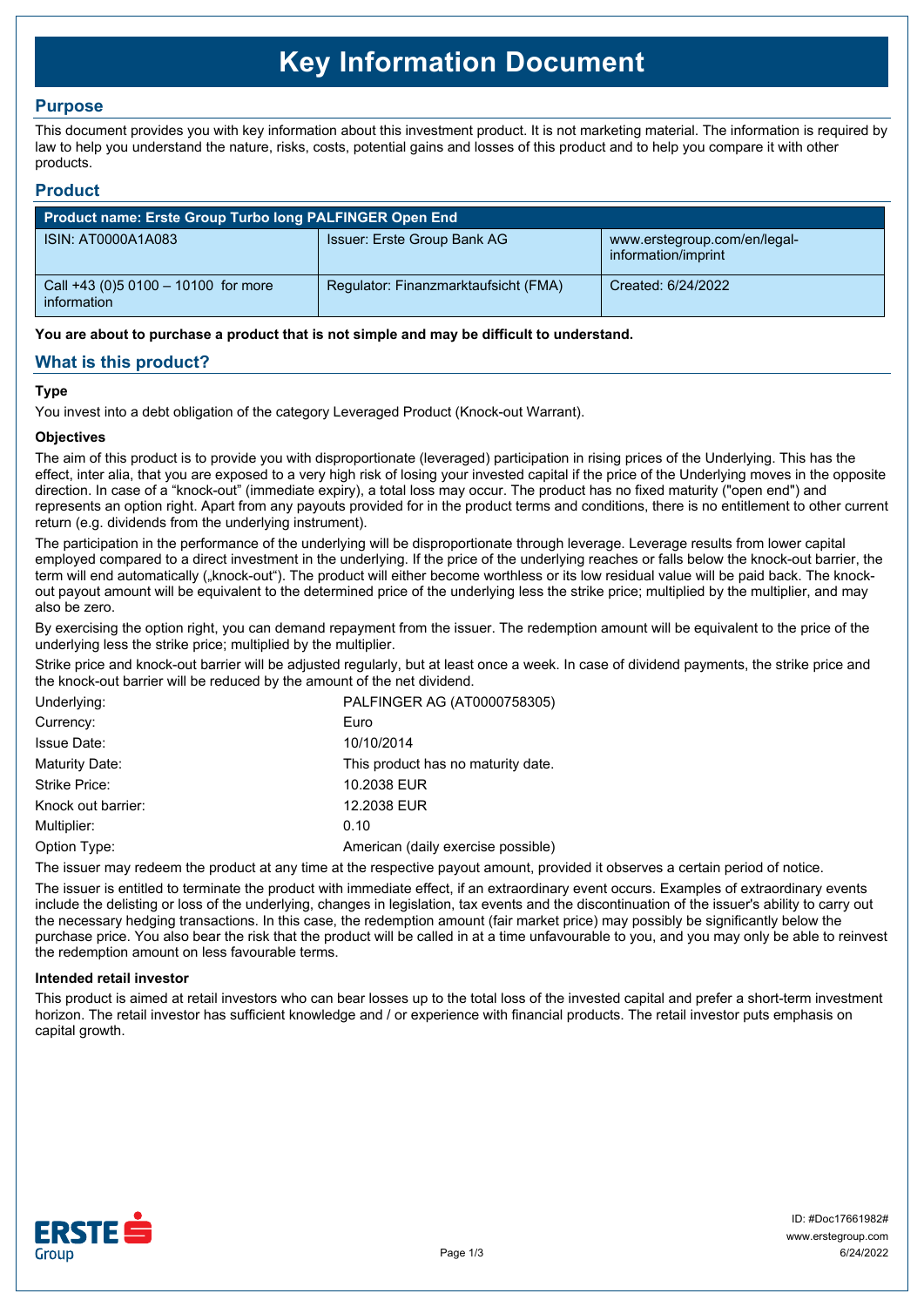# Key Information Document

## Purpose

This document provides you with key information about this investment product. It is not marketing material. The information is required by law to help you understand the nature, risks, costs, potential gains and losses of this product and to help you compare it with other products.

## Product

| Product name: Erste Group Turbo long PALFINGER Open End | | |
|---|---|---|
| ISIN: AT0000A1A083 | Issuer: Erste Group Bank AG | www.erstegroup.com/en/legal-information/imprint |
| Call +43 (0)5 0100 – 10100 for more information | Regulator: Finanzmarktaufsicht (FMA) | Created: 6/24/2022 |

**You are about to purchase a product that is not simple and may be difficult to understand.**

## What is this product?

### Type

You invest into a debt obligation of the category Leveraged Product (Knock-out Warrant).

### Objectives

The aim of this product is to provide you with disproportionate (leveraged) participation in rising prices of the Underlying. This has the effect, inter alia, that you are exposed to a very high risk of losing your invested capital if the price of the Underlying moves in the opposite direction. In case of a "knock-out" (immediate expiry), a total loss may occur. The product has no fixed maturity ("open end") and represents an option right. Apart from any payouts provided for in the product terms and conditions, there is no entitlement to other current return (e.g. dividends from the underlying instrument).

The participation in the performance of the underlying will be disproportionate through leverage. Leverage results from lower capital employed compared to a direct investment in the underlying. If the price of the underlying reaches or falls below the knock-out barrier, the term will end automatically („knock-out"). The product will either become worthless or its low residual value will be paid back. The knock-out payout amount will be equivalent to the determined price of the underlying less the strike price; multiplied by the multiplier, and may also be zero.

By exercising the option right, you can demand repayment from the issuer. The redemption amount will be equivalent to the price of the underlying less the strike price; multiplied by the multiplier.

Strike price and knock-out barrier will be adjusted regularly, but at least once a week. In case of dividend payments, the strike price and the knock-out barrier will be reduced by the amount of the net dividend.

| | |
|---|---|
| Underlying: | PALFINGER AG (AT0000758305) |
| Currency: | Euro |
| Issue Date: | 10/10/2014 |
| Maturity Date: | This product has no maturity date. |
| Strike Price: | 10.2038 EUR |
| Knock out barrier: | 12.2038 EUR |
| Multiplier: | 0.10 |
| Option Type: | American (daily exercise possible) |

The issuer may redeem the product at any time at the respective payout amount, provided it observes a certain period of notice.

The issuer is entitled to terminate the product with immediate effect, if an extraordinary event occurs. Examples of extraordinary events include the delisting or loss of the underlying, changes in legislation, tax events and the discontinuation of the issuer's ability to carry out the necessary hedging transactions. In this case, the redemption amount (fair market price) may possibly be significantly below the purchase price. You also bear the risk that the product will be called in at a time unfavourable to you, and you may only be able to reinvest the redemption amount on less favourable terms.

### Intended retail investor

This product is aimed at retail investors who can bear losses up to the total loss of the invested capital and prefer a short-term investment horizon. The retail investor has sufficient knowledge and / or experience with financial products. The retail investor puts emphasis on capital growth.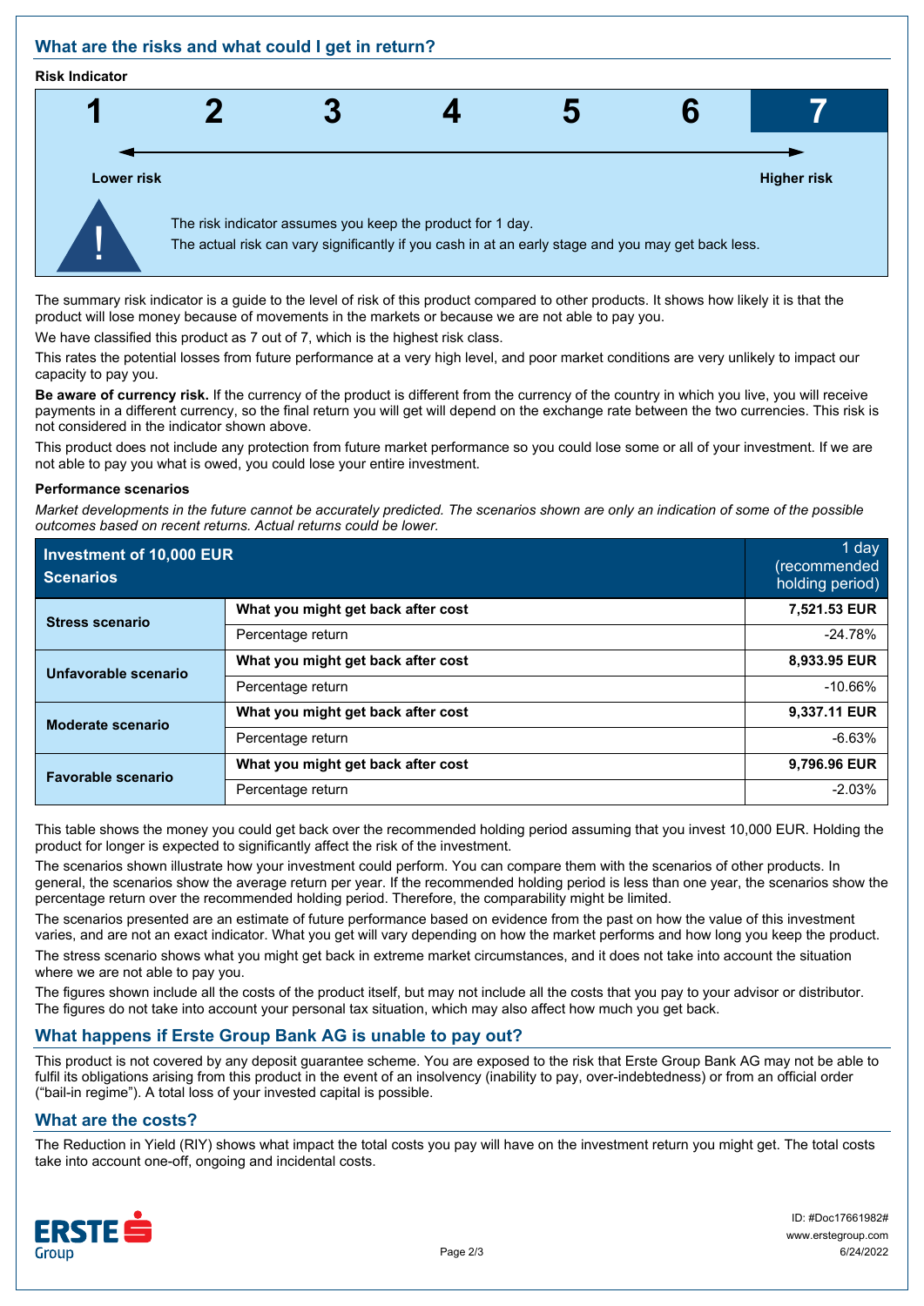## What are the risks and what could I get in return?

**Risk Indicator**

| 1 | 2 | 3 | 4 | 5 | 6 | **7** |
|---|---|---|---|---|---|---|

Lower risk ← → Higher risk

The risk indicator assumes you keep the product for 1 day.
The actual risk can vary significantly if you cash in at an early stage and you may get back less.

The summary risk indicator is a guide to the level of risk of this product compared to other products. It shows how likely it is that the product will lose money because of movements in the markets or because we are not able to pay you.

We have classified this product as 7 out of 7, which is the highest risk class.

This rates the potential losses from future performance at a very high level, and poor market conditions are very unlikely to impact our capacity to pay you.

**Be aware of currency risk.** If the currency of the product is different from the currency of the country in which you live, you will receive payments in a different currency, so the final return you will get will depend on the exchange rate between the two currencies. This risk is not considered in the indicator shown above.

This product does not include any protection from future market performance so you could lose some or all of your investment. If we are not able to pay you what is owed, you could lose your entire investment.

**Performance scenarios**

*Market developments in the future cannot be accurately predicted. The scenarios shown are only an indication of some of the possible outcomes based on recent returns. Actual returns could be lower.*

| Investment of 10,000 EUR Scenarios | | 1 day (recommended holding period) |
|---|---|---|
| **Stress scenario** | **What you might get back after cost** | **7,521.53 EUR** |
| | Percentage return | -24.78% |
| **Unfavorable scenario** | **What you might get back after cost** | **8,933.95 EUR** |
| | Percentage return | -10.66% |
| **Moderate scenario** | **What you might get back after cost** | **9,337.11 EUR** |
| | Percentage return | -6.63% |
| **Favorable scenario** | **What you might get back after cost** | **9,796.96 EUR** |
| | Percentage return | -2.03% |

This table shows the money you could get back over the recommended holding period assuming that you invest 10,000 EUR. Holding the product for longer is expected to significantly affect the risk of the investment.

The scenarios shown illustrate how your investment could perform. You can compare them with the scenarios of other products. In general, the scenarios show the average return per year. If the recommended holding period is less than one year, the scenarios show the percentage return over the recommended holding period. Therefore, the comparability might be limited.

The scenarios presented are an estimate of future performance based on evidence from the past on how the value of this investment varies, and are not an exact indicator. What you get will vary depending on how the market performs and how long you keep the product.

The stress scenario shows what you might get back in extreme market circumstances, and it does not take into account the situation where we are not able to pay you.

The figures shown include all the costs of the product itself, but may not include all the costs that you pay to your advisor or distributor. The figures do not take into account your personal tax situation, which may also affect how much you get back.

## What happens if Erste Group Bank AG is unable to pay out?

This product is not covered by any deposit guarantee scheme. You are exposed to the risk that Erste Group Bank AG may not be able to fulfil its obligations arising from this product in the event of an insolvency (inability to pay, over-indebtedness) or from an official order ("bail-in regime"). A total loss of your invested capital is possible.

## What are the costs?

The Reduction in Yield (RIY) shows what impact the total costs you pay will have on the investment return you might get. The total costs take into account one-off, ongoing and incidental costs.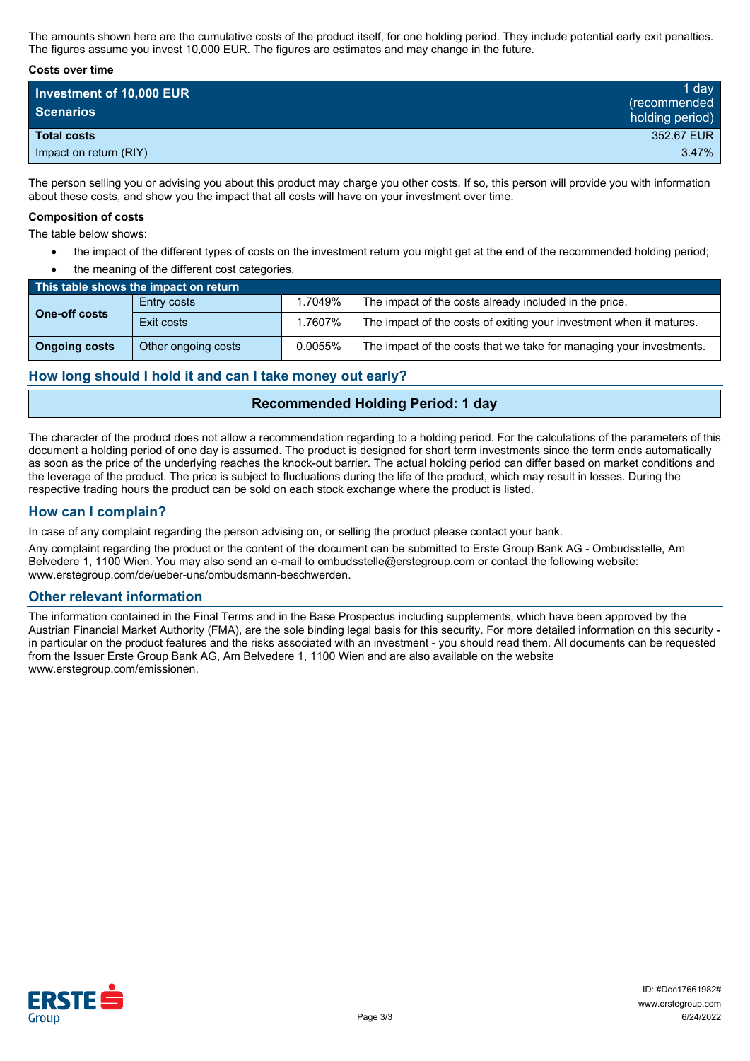The amounts shown here are the cumulative costs of the product itself, for one holding period. They include potential early exit penalties. The figures assume you invest 10,000 EUR. The figures are estimates and may change in the future.

**Costs over time**

| **Investment of 10,000 EUR** **Scenarios** | 1 day (recommended holding period) |
|---|---|
| **Total costs** | 352.67 EUR |
| Impact on return (RIY) | 3.47% |

The person selling you or advising you about this product may charge you other costs. If so, this person will provide you with information about these costs, and show you the impact that all costs will have on your investment over time.

**Composition of costs**

The table below shows:

- the impact of the different types of costs on the investment return you might get at the end of the recommended holding period;
- the meaning of the different cost categories.

| This table shows the impact on return | | | |
|---|---|---|---|
| **One-off costs** | Entry costs | 1.7049% | The impact of the costs already included in the price. |
| | Exit costs | 1.7607% | The impact of the costs of exiting your investment when it matures. |
| **Ongoing costs** | Other ongoing costs | 0.0055% | The impact of the costs that we take for managing your investments. |

## How long should I hold it and can I take money out early?

**Recommended Holding Period: 1 day**

The character of the product does not allow a recommendation regarding to a holding period. For the calculations of the parameters of this document a holding period of one day is assumed. The product is designed for short term investments since the term ends automatically as soon as the price of the underlying reaches the knock-out barrier. The actual holding period can differ based on market conditions and the leverage of the product. The price is subject to fluctuations during the life of the product, which may result in losses. During the respective trading hours the product can be sold on each stock exchange where the product is listed.

## How can I complain?

In case of any complaint regarding the person advising on, or selling the product please contact your bank.

Any complaint regarding the product or the content of the document can be submitted to Erste Group Bank AG - Ombudsstelle, Am Belvedere 1, 1100 Wien. You may also send an e-mail to ombudsstelle@erstegroup.com or contact the following website: www.erstegroup.com/de/ueber-uns/ombudsmann-beschwerden.

## Other relevant information

The information contained in the Final Terms and in the Base Prospectus including supplements, which have been approved by the Austrian Financial Market Authority (FMA), are the sole binding legal basis for this security. For more detailed information on this security - in particular on the product features and the risks associated with an investment - you should read them. All documents can be requested from the Issuer Erste Group Bank AG, Am Belvedere 1, 1100 Wien and are also available on the website www.erstegroup.com/emissionen.